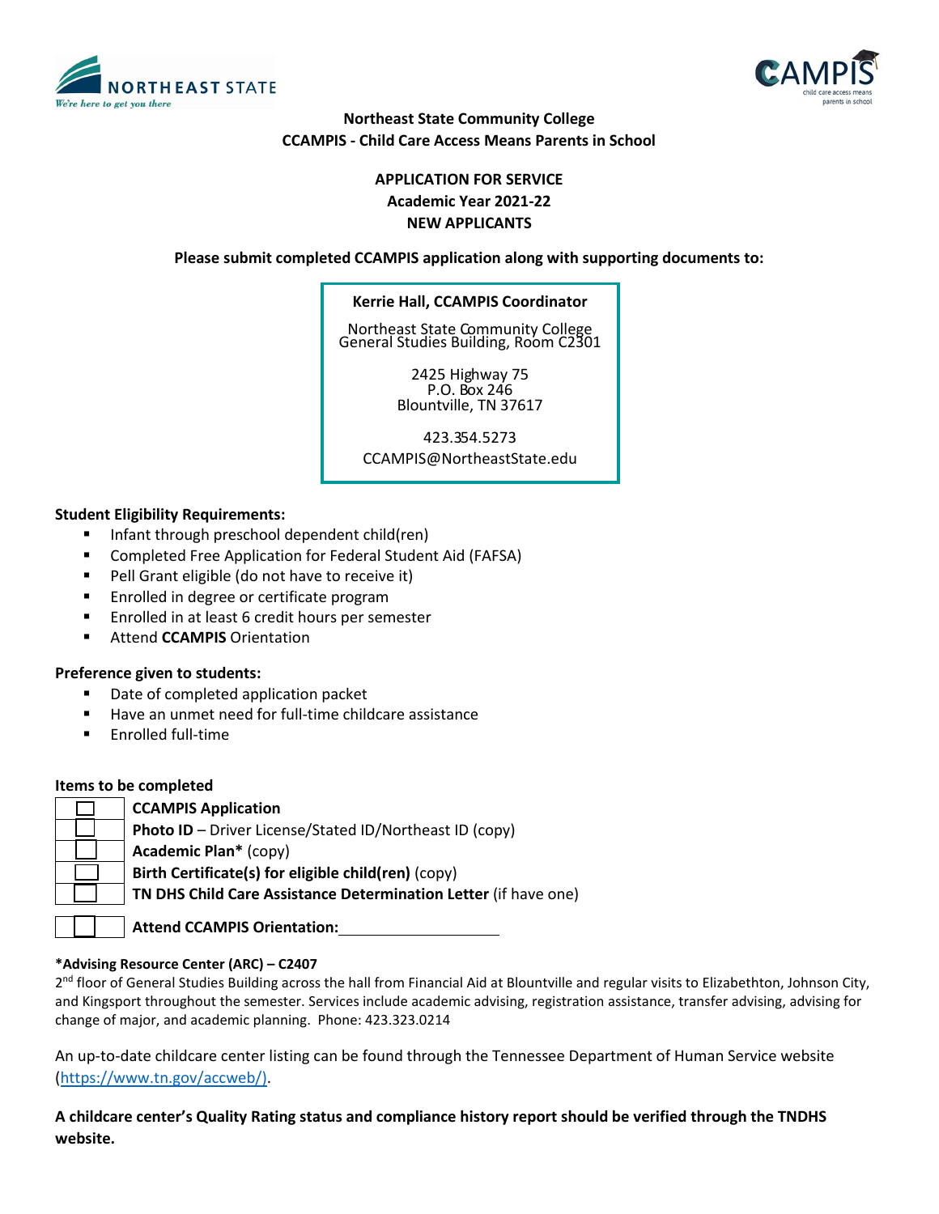**Northeast State Community College**
**CCAMPIS - Child Care Access Means Parents in School**

**APPLICATION FOR SERVICE**
**Academic Year 2021-22**
**NEW APPLICANTS**

**Please submit completed CCAMPIS application along with supporting documents to:**

**Kerrie Hall, CCAMPIS Coordinator**

Northeast State Community College
General Studies Building, Room C2301

2425 Highway 75
P.O. Box 246
Blountville, TN 37617

423.354.5273
CCAMPIS@NortheastState.edu

**Student Eligibility Requirements:**

- Infant through preschool dependent child(ren)
- Completed Free Application for Federal Student Aid (FAFSA)
- Pell Grant eligible (do not have to receive it)
- Enrolled in degree or certificate program
- Enrolled in at least 6 credit hours per semester
- Attend **CCAMPIS** Orientation

**Preference given to students:**

- Date of completed application packet
- Have an unmet need for full-time childcare assistance
- Enrolled full-time

**Items to be completed**

| | |
|---|---|
| ☐ | **CCAMPIS Application** |
| ☐ | **Photo ID** – Driver License/Stated ID/Northeast ID (copy) |
| ☐ | **Academic Plan*** (copy) |
| ☐ | **Birth Certificate(s) for eligible child(ren)** (copy) |
| ☐ | **TN DHS Child Care Assistance Determination Letter** (if have one) |
| ☐ | **Attend CCAMPIS Orientation:** ____________________ |

***Advising Resource Center (ARC) – C2407**
2nd floor of General Studies Building across the hall from Financial Aid at Blountville and regular visits to Elizabethton, Johnson City, and Kingsport throughout the semester. Services include academic advising, registration assistance, transfer advising, advising for change of major, and academic planning. Phone: 423.323.0214

An up-to-date childcare center listing can be found through the Tennessee Department of Human Service website (https://www.tn.gov/accweb/).

**A childcare center's Quality Rating status and compliance history report should be verified through the TNDHS website.**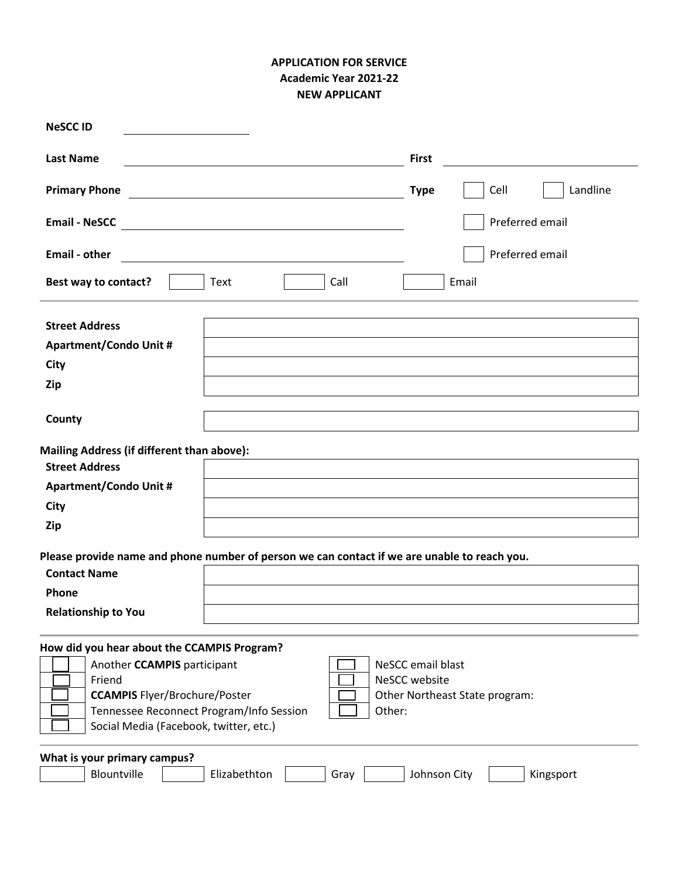**APPLICATION FOR SERVICE**
**Academic Year 2021-22**
**NEW APPLICANT**

**NeSCC ID** ____________________

**Last Name** ______________________________ **First** ______________________________

**Primary Phone** ______________________________ **Type** ☐ Cell ☐ Landline

**Email - NeSCC** ______________________________ ☐ Preferred email

**Email - other** ______________________________ ☐ Preferred email

**Best way to contact?** ☐ Text ☐ Call ☐ Email

---

| | |
|---|---|
| **Street Address** | |
| **Apartment/Condo Unit #** | |
| **City** | |
| **Zip** | |
| **County** | |

**Mailing Address (if different than above):**

| | |
|---|---|
| **Street Address** | |
| **Apartment/Condo Unit #** | |
| **City** | |
| **Zip** | |

**Please provide name and phone number of person we can contact if we are unable to reach you.**

| | |
|---|---|
| **Contact Name** | |
| **Phone** | |
| **Relationship to You** | |

---

**How did you hear about the CCAMPIS Program?**

- ☐ Another **CCAMPIS** participant
- ☐ Friend
- ☐ **CCAMPIS** Flyer/Brochure/Poster
- ☐ Tennessee Reconnect Program/Info Session
- ☐ Social Media (Facebook, twitter, etc.)
- ☐ NeSCC email blast
- ☐ NeSCC website
- ☐ Other Northeast State program:
- ☐ Other:

---

**What is your primary campus?**

☐ Blountville ☐ Elizabethton ☐ Gray ☐ Johnson City ☐ Kingsport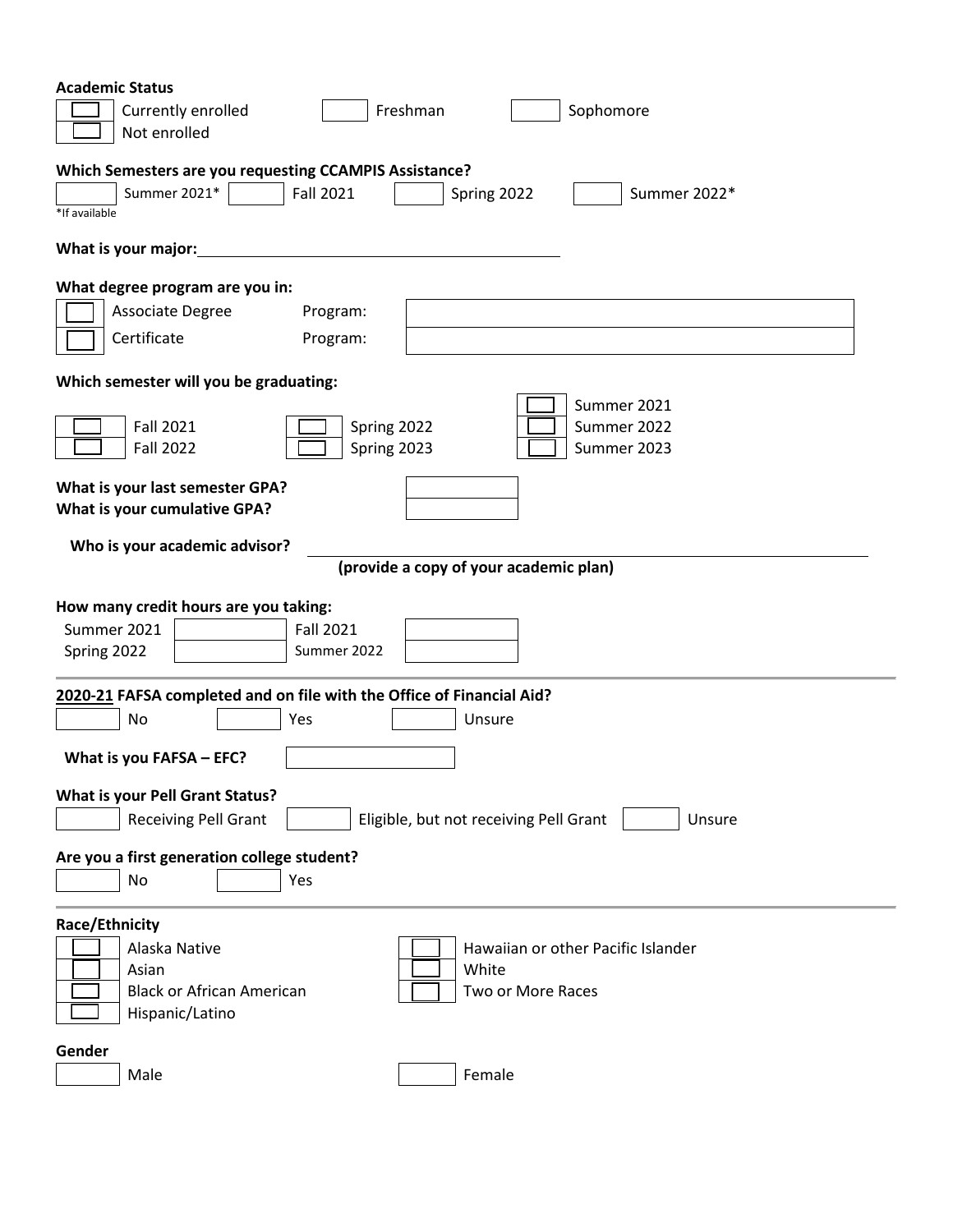**Academic Status**

- [ ] Currently enrolled
- [ ] Not enrolled
- [ ] Freshman
- [ ] Sophomore

**Which Semesters are you requesting CCAMPIS Assistance?**

- [ ] Summer 2021*
- [ ] Fall 2021
- [ ] Spring 2022
- [ ] Summer 2022*

*If available

**What is your major:** ____________________

**What degree program are you in:**

- [ ] Associate Degree Program: ____________________
- [ ] Certificate Program: ____________________

**Which semester will you be graduating:**

- [ ] Fall 2021
- [ ] Fall 2022
- [ ] Spring 2022
- [ ] Spring 2023
- [ ] Summer 2021
- [ ] Summer 2022
- [ ] Summer 2023

**What is your last semester GPA?** ________

**What is your cumulative GPA?** ________

**Who is your academic advisor?** ____________________

**(provide a copy of your academic plan)**

**How many credit hours are you taking:**

| | | | |
|---|---|---|---|
| Summer 2021 | | Fall 2021 | |
| Spring 2022 | | Summer 2022 | |

---

**2020-21 FAFSA completed and on file with the Office of Financial Aid?**

- [ ] No
- [ ] Yes
- [ ] Unsure

**What is you FAFSA – EFC?** ________

**What is your Pell Grant Status?**

- [ ] Receiving Pell Grant
- [ ] Eligible, but not receiving Pell Grant
- [ ] Unsure

**Are you a first generation college student?**

- [ ] No
- [ ] Yes

---

**Race/Ethnicity**

- [ ] Alaska Native
- [ ] Asian
- [ ] Black or African American
- [ ] Hispanic/Latino
- [ ] Hawaiian or other Pacific Islander
- [ ] White
- [ ] Two or More Races

**Gender**

- [ ] Male
- [ ] Female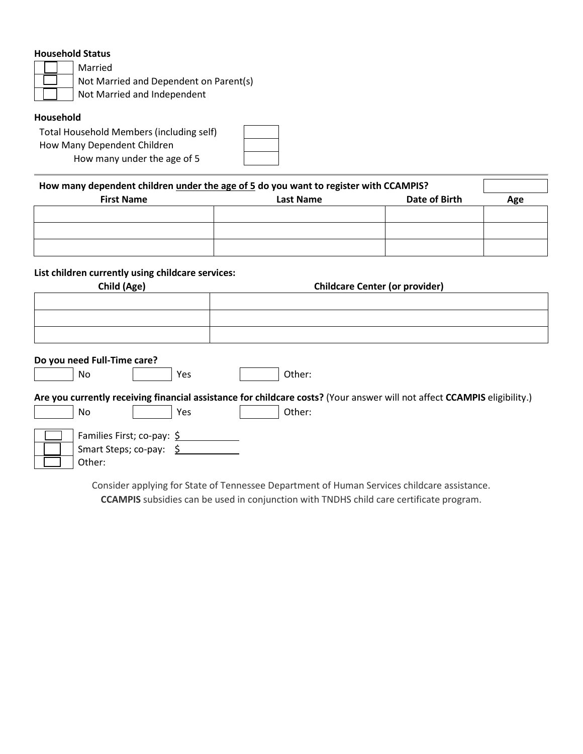**Household Status**

| | |
|---|---|
| ☐ | Married |
| ☐ | Not Married and Dependent on Parent(s) |
| ☐ | Not Married and Independent |

**Household**

| | |
|---|---|
| Total Household Members (including self) | |
| How Many Dependent Children | |
| How many under the age of 5 | |

**How many dependent children under the age of 5 do you want to register with CCAMPIS?** ______

| First Name | Last Name | Date of Birth | Age |
|---|---|---|---|
| | | | |
| | | | |
| | | | |

**List children currently using childcare services:**

| Child (Age) | Childcare Center (or provider) |
|---|---|
| | |
| | |
| | |

**Do you need Full-Time care?**

☐ No ☐ Yes ☐ Other:

**Are you currently receiving financial assistance for childcare costs?** (Your answer will not affect **CCAMPIS** eligibility.)

☐ No ☐ Yes ☐ Other:

| | |
|---|---|
| ☐ | Families First; co-pay: $ ________ |
| ☐ | Smart Steps; co-pay: $ ________ |
| ☐ | Other: |

Consider applying for State of Tennessee Department of Human Services childcare assistance.
**CCAMPIS** subsidies can be used in conjunction with TNDHS child care certificate program.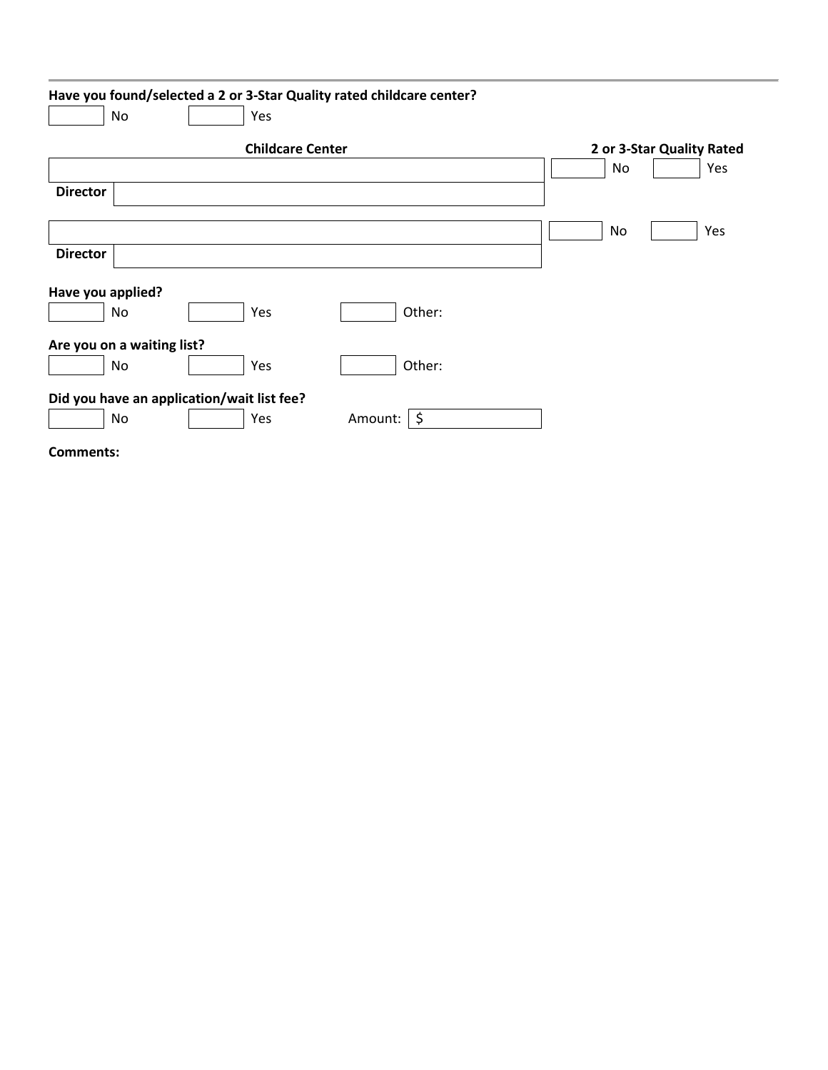**Have you found/selected a 2 or 3-Star Quality rated childcare center?**

☐ No ☐ Yes

| Childcare Center | 2 or 3-Star Quality Rated |
| --- | --- |
| | ☐ No ☐ Yes |
| **Director** | |
| | ☐ No ☐ Yes |
| **Director** | |

**Have you applied?**

☐ No ☐ Yes ☐ Other:

**Are you on a waiting list?**

☐ No ☐ Yes ☐ Other:

**Did you have an application/wait list fee?**

☐ No ☐ Yes Amount: $

**Comments:**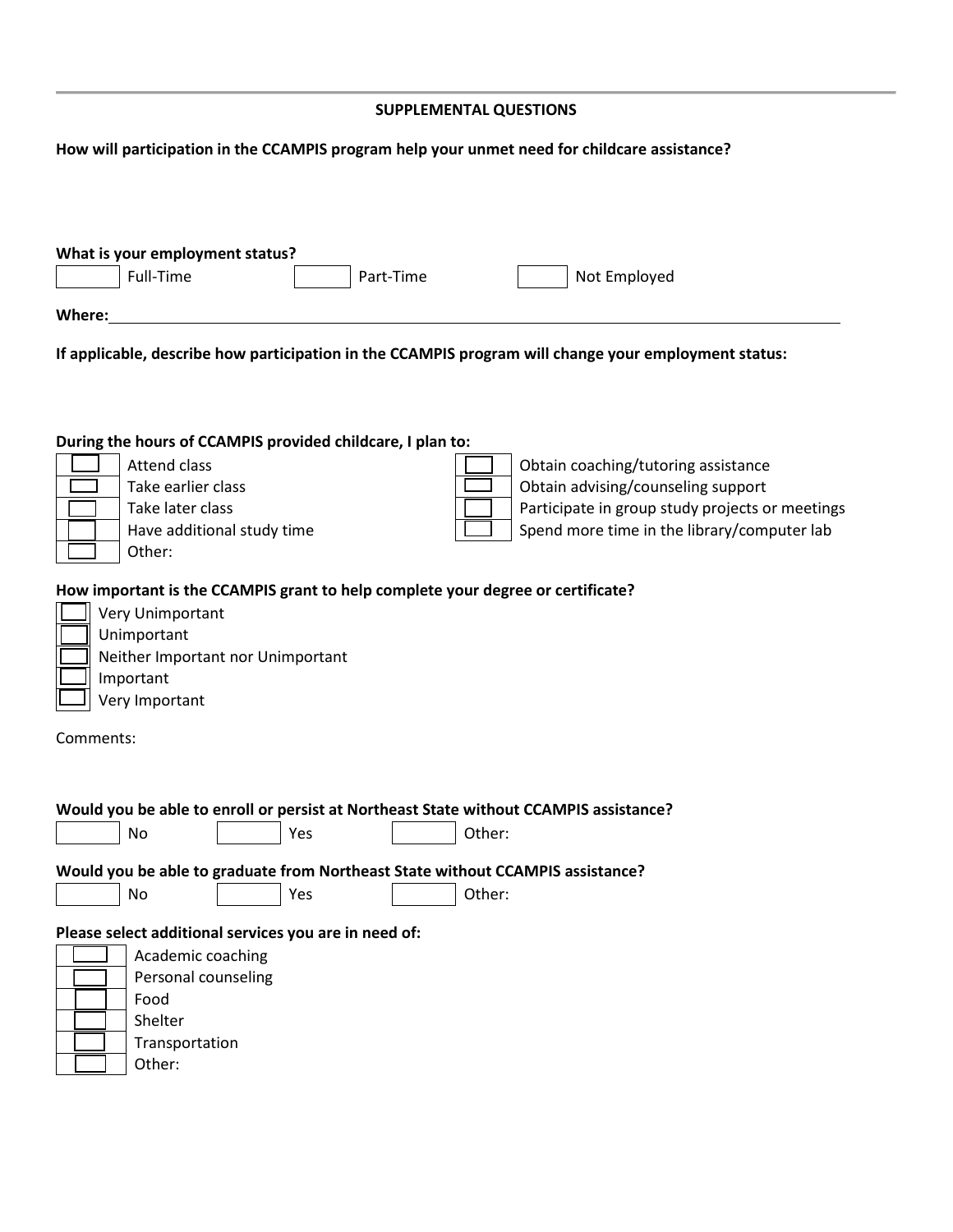## SUPPLEMENTAL QUESTIONS

**How will participation in the CCAMPIS program help your unmet need for childcare assistance?**

**What is your employment status?**

☐ Full-Time ☐ Part-Time ☐ Not Employed

**Where:**\_\_\_\_\_\_\_\_\_\_\_\_\_\_\_\_\_\_\_\_\_\_\_\_\_\_\_\_\_\_\_\_\_\_\_\_\_\_\_\_\_\_\_\_\_\_\_\_\_\_\_\_\_\_\_\_\_\_\_\_\_\_\_\_\_\_\_\_\_\_\_\_

**If applicable, describe how participation in the CCAMPIS program will change your employment status:**

**During the hours of CCAMPIS provided childcare, I plan to:**

- ☐ Attend class
- ☐ Take earlier class
- ☐ Take later class
- ☐ Have additional study time
- ☐ Other:
- ☐ Obtain coaching/tutoring assistance
- ☐ Obtain advising/counseling support
- ☐ Participate in group study projects or meetings
- ☐ Spend more time in the library/computer lab

**How important is the CCAMPIS grant to help complete your degree or certificate?**

- ☐ Very Unimportant
- ☐ Unimportant
- ☐ Neither Important nor Unimportant
- ☐ Important
- ☐ Very Important

Comments:

**Would you be able to enroll or persist at Northeast State without CCAMPIS assistance?**

☐ No ☐ Yes ☐ Other:

**Would you be able to graduate from Northeast State without CCAMPIS assistance?**

☐ No ☐ Yes ☐ Other:

**Please select additional services you are in need of:**

- ☐ Academic coaching
- ☐ Personal counseling
- ☐ Food
- ☐ Shelter
- ☐ Transportation
- ☐ Other: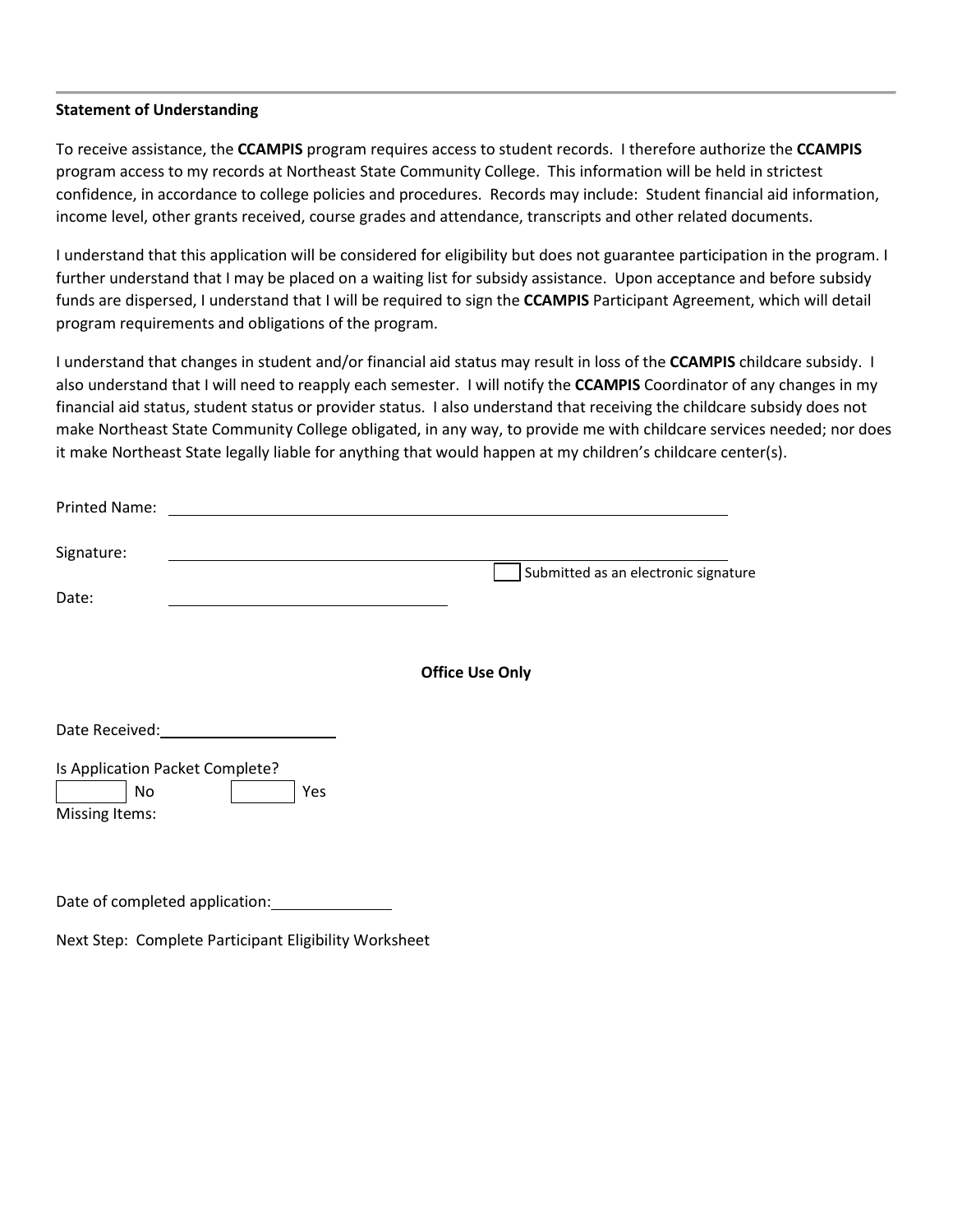**Statement of Understanding**

To receive assistance, the **CCAMPIS** program requires access to student records. I therefore authorize the **CCAMPIS** program access to my records at Northeast State Community College. This information will be held in strictest confidence, in accordance to college policies and procedures. Records may include: Student financial aid information, income level, other grants received, course grades and attendance, transcripts and other related documents.

I understand that this application will be considered for eligibility but does not guarantee participation in the program. I further understand that I may be placed on a waiting list for subsidy assistance. Upon acceptance and before subsidy funds are dispersed, I understand that I will be required to sign the **CCAMPIS** Participant Agreement, which will detail program requirements and obligations of the program.

I understand that changes in student and/or financial aid status may result in loss of the **CCAMPIS** childcare subsidy. I also understand that I will need to reapply each semester. I will notify the **CCAMPIS** Coordinator of any changes in my financial aid status, student status or provider status. I also understand that receiving the childcare subsidy does not make Northeast State Community College obligated, in any way, to provide me with childcare services needed; nor does it make Northeast State legally liable for anything that would happen at my children's childcare center(s).

Printed Name: ______________________________________________

Signature: ______________________________________________

☐ Submitted as an electronic signature

Date: ______________________

**Office Use Only**

Date Received: ______________________

Is Application Packet Complete?

☐ No ☐ Yes

Missing Items:

Date of completed application: ______________

Next Step: Complete Participant Eligibility Worksheet